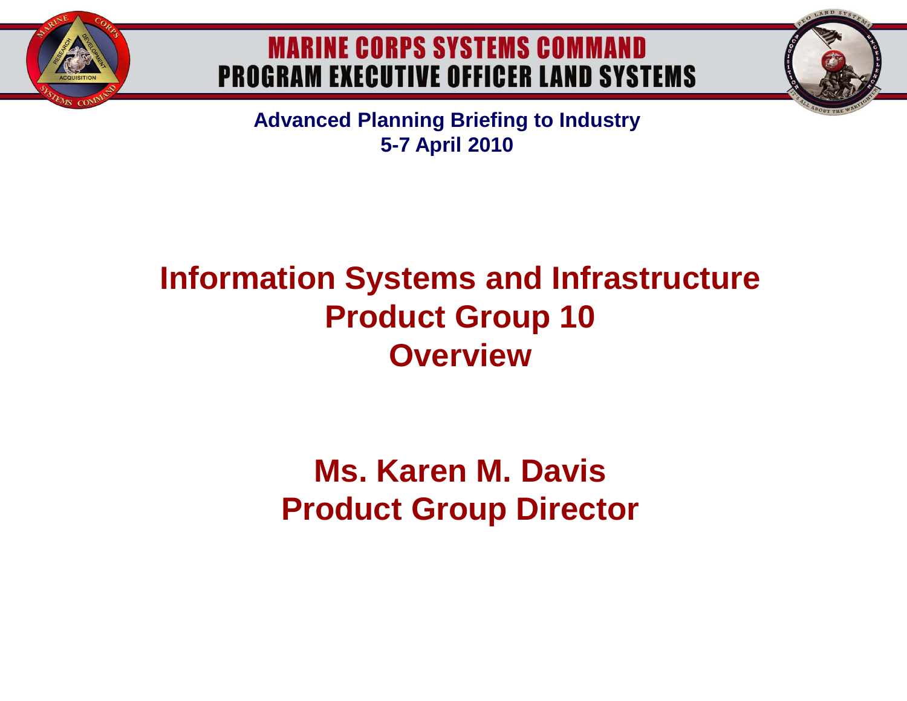# MARINE CORPS SYSTEMS COMMAND
# PROGRAM EXECUTIVE OFFICER LAND SYSTEMS

**Advanced Planning Briefing to Industry**
**5-7 April 2010**

## Information Systems and Infrastructure
## Product Group 10
## Overview

**Ms. Karen M. Davis**
**Product Group Director**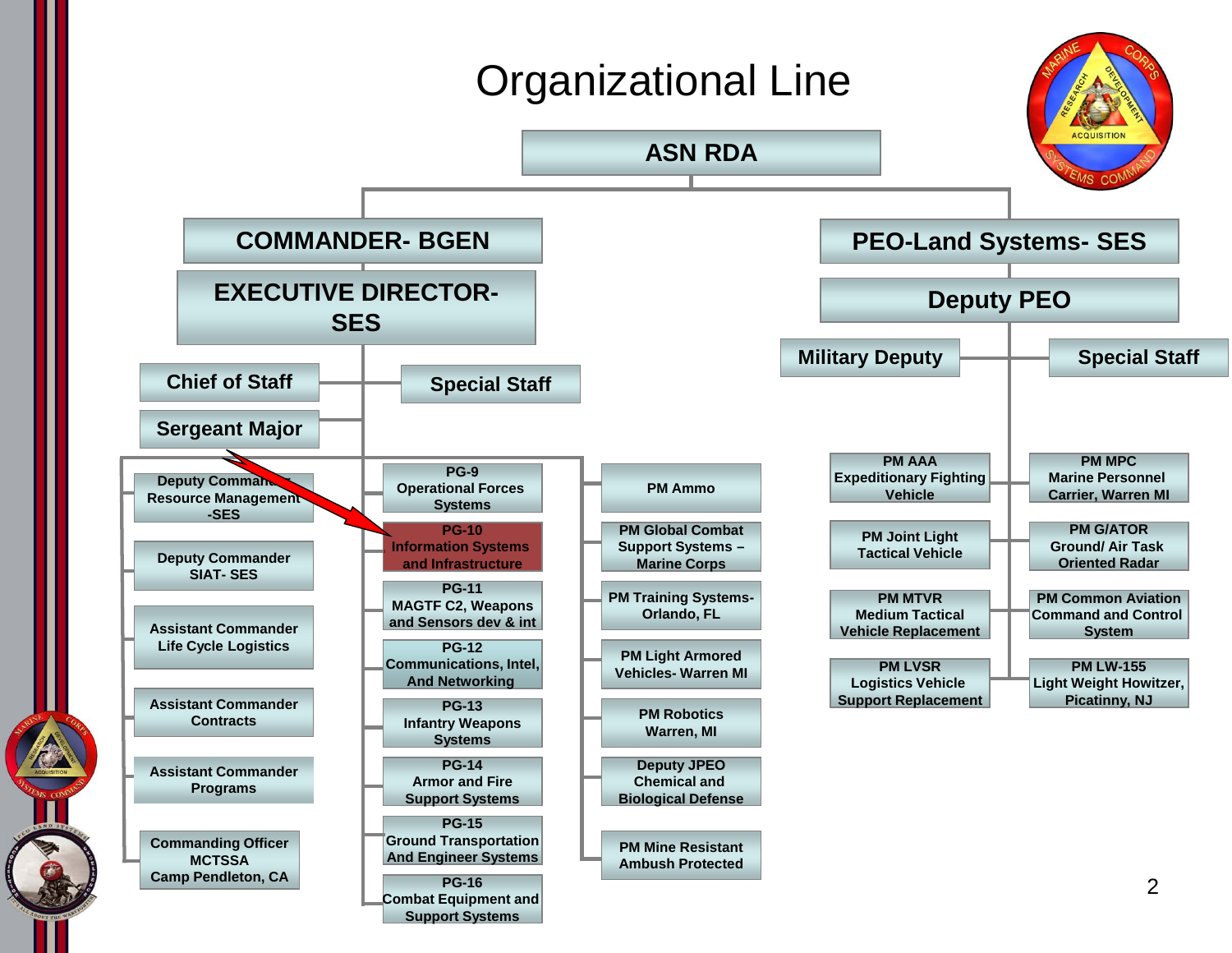# Organizational Line

- **ASN RDA**
  - **COMMANDER- BGEN**
    - **EXECUTIVE DIRECTOR- SES**
      - Chief of Staff
      - Sergeant Major
      - Special Staff
      - Deputy Commander Resource Management -SES
      - Deputy Commander SIAT- SES
      - Assistant Commander Life Cycle Logistics
      - Assistant Commander Contracts
      - Assistant Commander Programs
      - Commanding Officer MCTSSA Camp Pendleton, CA
      - PG-9 Operational Forces Systems
      - PG-10 Information Systems and Infrastructure
      - PG-11 MAGTF C2, Weapons and Sensors dev & int
      - PG-12 Communications, Intel, And Networking
      - PG-13 Infantry Weapons Systems
      - PG-14 Armor and Fire Support Systems
      - PG-15 Ground Transportation And Engineer Systems
      - PG-16 Combat Equipment and Support Systems
      - PM Ammo
      - PM Global Combat Support Systems – Marine Corps
      - PM Training Systems- Orlando, FL
      - PM Light Armored Vehicles- Warren MI
      - PM Robotics Warren, MI
      - Deputy JPEO Chemical and Biological Defense
      - PM Mine Resistant Ambush Protected
  - **PEO-Land Systems- SES**
    - **Deputy PEO**
      - Military Deputy
      - Special Staff
      - PM AAA Expeditionary Fighting Vehicle
      - PM Joint Light Tactical Vehicle
      - PM MTVR Medium Tactical Vehicle Replacement
      - PM LVSR Logistics Vehicle Support Replacement
      - PM MPC Marine Personnel Carrier, Warren MI
      - PM G/ATOR Ground/ Air Task Oriented Radar
      - PM Common Aviation Command and Control System
      - PM LW-155 Light Weight Howitzer, Picatinny, NJ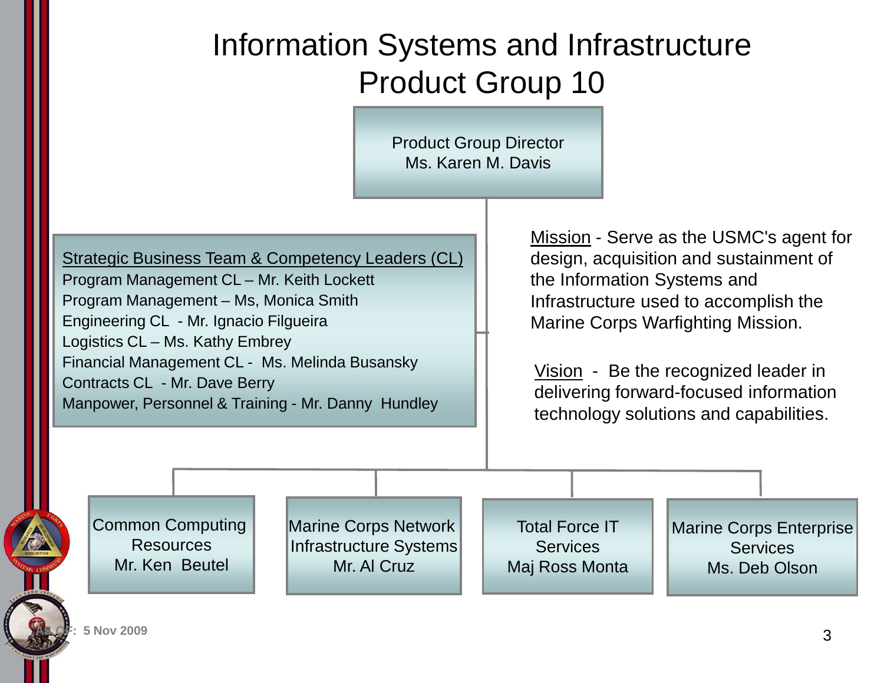# Information Systems and Infrastructure Product Group 10

**Product Group Director**
Ms. Karen M. Davis

**Strategic Business Team & Competency Leaders (CL)**

- Program Management CL – Mr. Keith Lockett
- Program Management – Ms, Monica Smith
- Engineering CL - Mr. Ignacio Filgueira
- Logistics CL – Ms. Kathy Embrey
- Financial Management CL - Ms. Melinda Busansky
- Contracts CL - Mr. Dave Berry
- Manpower, Personnel & Training - Mr. Danny Hundley

Mission - Serve as the USMC's agent for design, acquisition and sustainment of the Information Systems and Infrastructure used to accomplish the Marine Corps Warfighting Mission.

Vision - Be the recognized leader in delivering forward-focused information technology solutions and capabilities.

- Common Computing Resources – Mr. Ken Beutel
- Marine Corps Network Infrastructure Systems – Mr. Al Cruz
- Total Force IT Services – Maj Ross Monta
- Marine Corps Enterprise Services – Ms. Deb Olson

As Of: 5 Nov 2009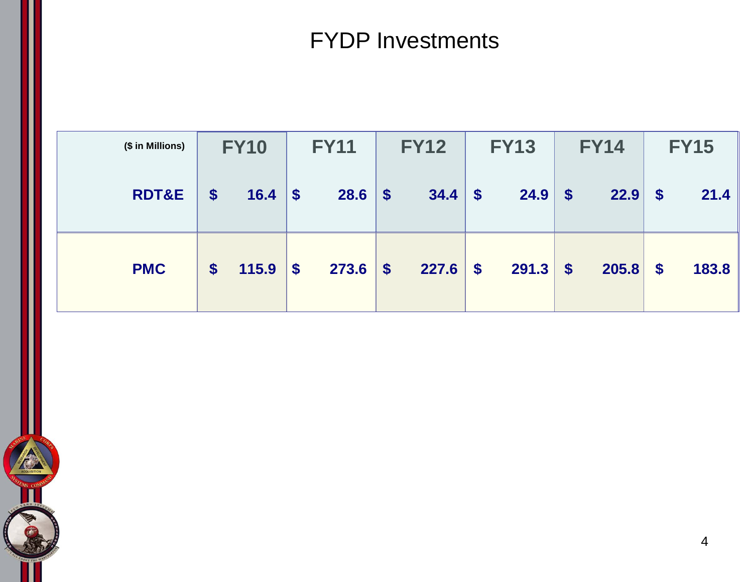# FYDP Investments

| ($ in Millions) | FY10 | FY11 | FY12 | FY13 | FY14 | FY15 |
|---|---|---|---|---|---|---|
| RDT&E | $ 16.4 | $ 28.6 | $ 34.4 | $ 24.9 | $ 22.9 | $ 21.4 |
| PMC | $ 115.9 | $ 273.6 | $ 227.6 | $ 291.3 | $ 205.8 | $ 183.8 |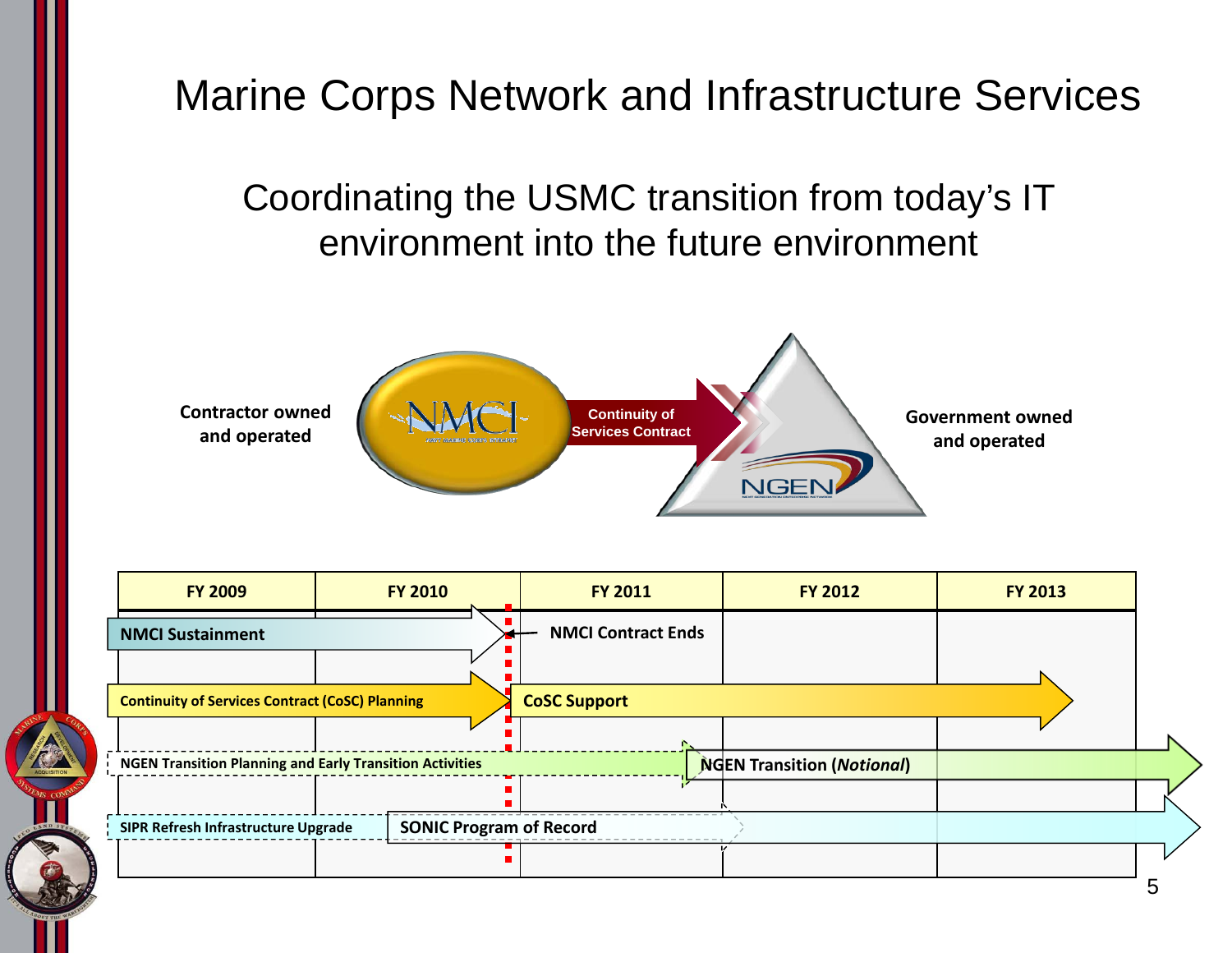# Marine Corps Network and Infrastructure Services

## Coordinating the USMC transition from today's IT environment into the future environment

**Contractor owned and operated** — NMCI → Continuity of Services Contract → NGEN — **Government owned and operated**

| FY 2009 | FY 2010 | FY 2011 | FY 2012 | FY 2013 |
|---|---|---|---|---|
| **NMCI Sustainment** | | **NMCI Contract Ends** | | |
| **Continuity of Services Contract (CoSC) Planning** | | **CoSC Support** | | |
| **NGEN Transition Planning and Early Transition Activities** | | | **NGEN Transition (*Notional*)** | |
| **SIPR Refresh Infrastructure Upgrade** | **SONIC Program of Record** | | | |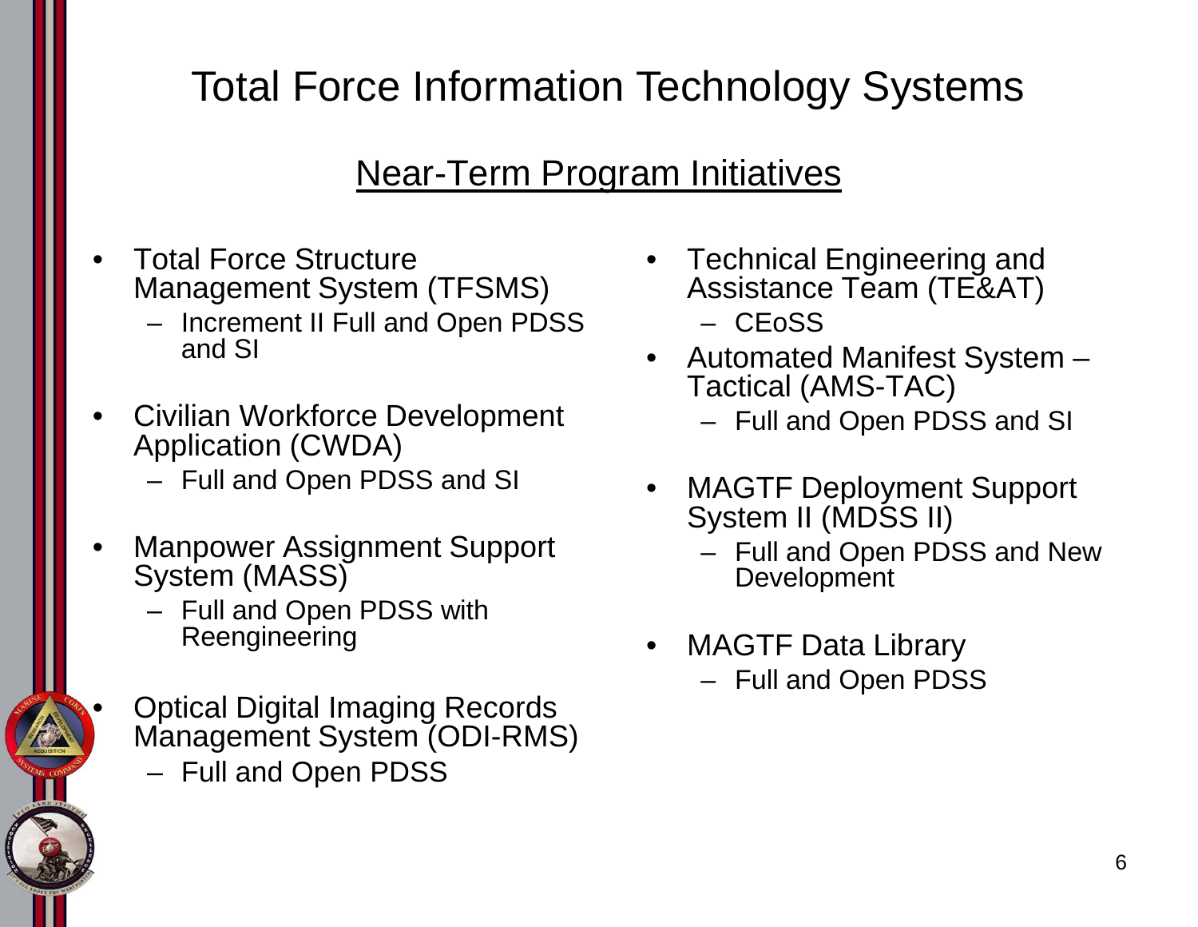# Total Force Information Technology Systems

## Near-Term Program Initiatives

- Total Force Structure Management System (TFSMS)
  - Increment II Full and Open PDSS and SI
- Civilian Workforce Development Application (CWDA)
  - Full and Open PDSS and SI
- Manpower Assignment Support System (MASS)
  - Full and Open PDSS with Reengineering
- Optical Digital Imaging Records Management System (ODI-RMS)
  - Full and Open PDSS
- Technical Engineering and Assistance Team (TE&AT)
  - CEoSS
- Automated Manifest System – Tactical (AMS-TAC)
  - Full and Open PDSS and SI
- MAGTF Deployment Support System II (MDSS II)
  - Full and Open PDSS and New Development
- MAGTF Data Library
  - Full and Open PDSS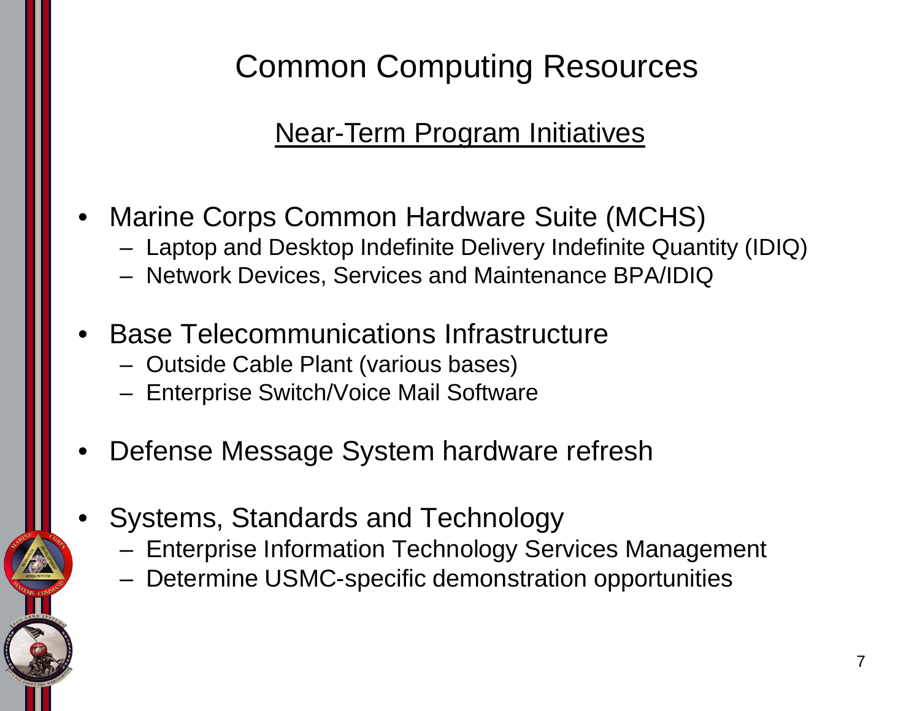# Common Computing Resources

## Near-Term Program Initiatives

- Marine Corps Common Hardware Suite (MCHS)
  - Laptop and Desktop Indefinite Delivery Indefinite Quantity (IDIQ)
  - Network Devices, Services and Maintenance BPA/IDIQ
- Base Telecommunications Infrastructure
  - Outside Cable Plant (various bases)
  - Enterprise Switch/Voice Mail Software
- Defense Message System hardware refresh
- Systems, Standards and Technology
  - Enterprise Information Technology Services Management
  - Determine USMC-specific demonstration opportunities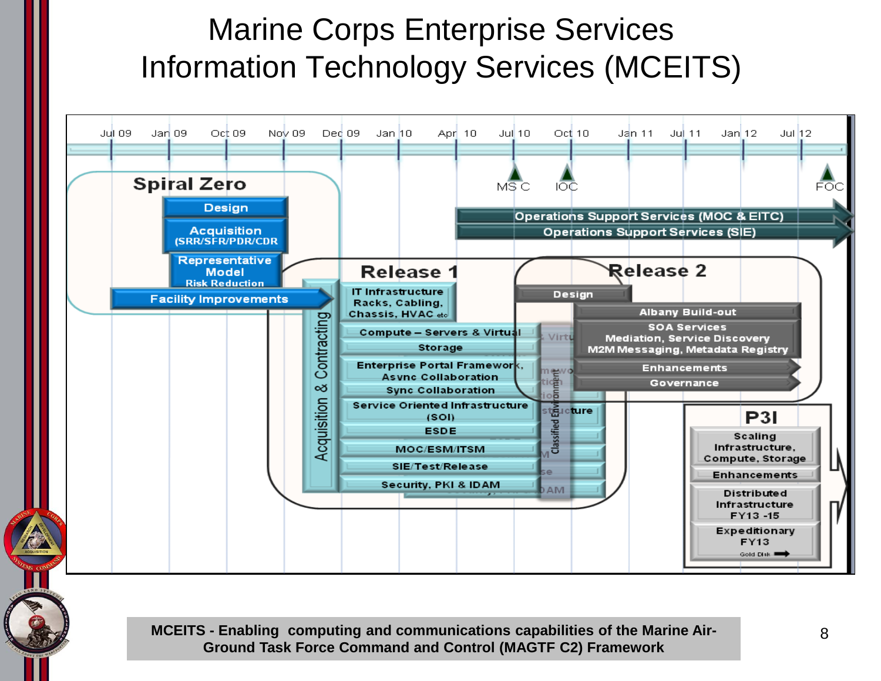# Marine Corps Enterprise Services Information Technology Services (MCEITS)

Jul 09 | Jan 09 | Oct 09 | Nov 09 | Dec 09 | Jan 10 | Apr 10 | Jul 10 | Oct 10 | Jan 11 | Jul 11 | Jan 12 | Jul 12

MS C | IOC | FOC

**Spiral Zero**
- Design
- Acquisition (SRR/SFR/PDR/CDR
- Representative Model Risk Reduction
- Facility Improvements

Operations Support Services (MOC & EITC)

Operations Support Services (SIE)

Acquisition & Contracting

**Release 1**
- IT Infrastructure Racks, Cabling, Chassis, HVAC etc
- Compute – Servers & Virtual
- Storage
- Enterprise Portal Framework, Async Collaboration
- Sync Collaboration
- Service Oriented Infrastructure (SOI)
- ESDE
- MOC/ESM/ITSM
- SIE/Test/Release
- Security, PKI & IDAM

Classified Environment

**Release 2**
- Design
- Albany Build-out
- SOA Services Mediation, Service Discovery M2M Messaging, Metadata Registry
- Enhancements
- Governance

**P3I**
- Scaling Infrastructure, Compute, Storage
- Enhancements
- Distributed Infrastructure FY13 -15
- Expeditionary FY13

Gold Disk

**MCEITS - Enabling computing and communications capabilities of the Marine Air-Ground Task Force Command and Control (MAGTF C2) Framework**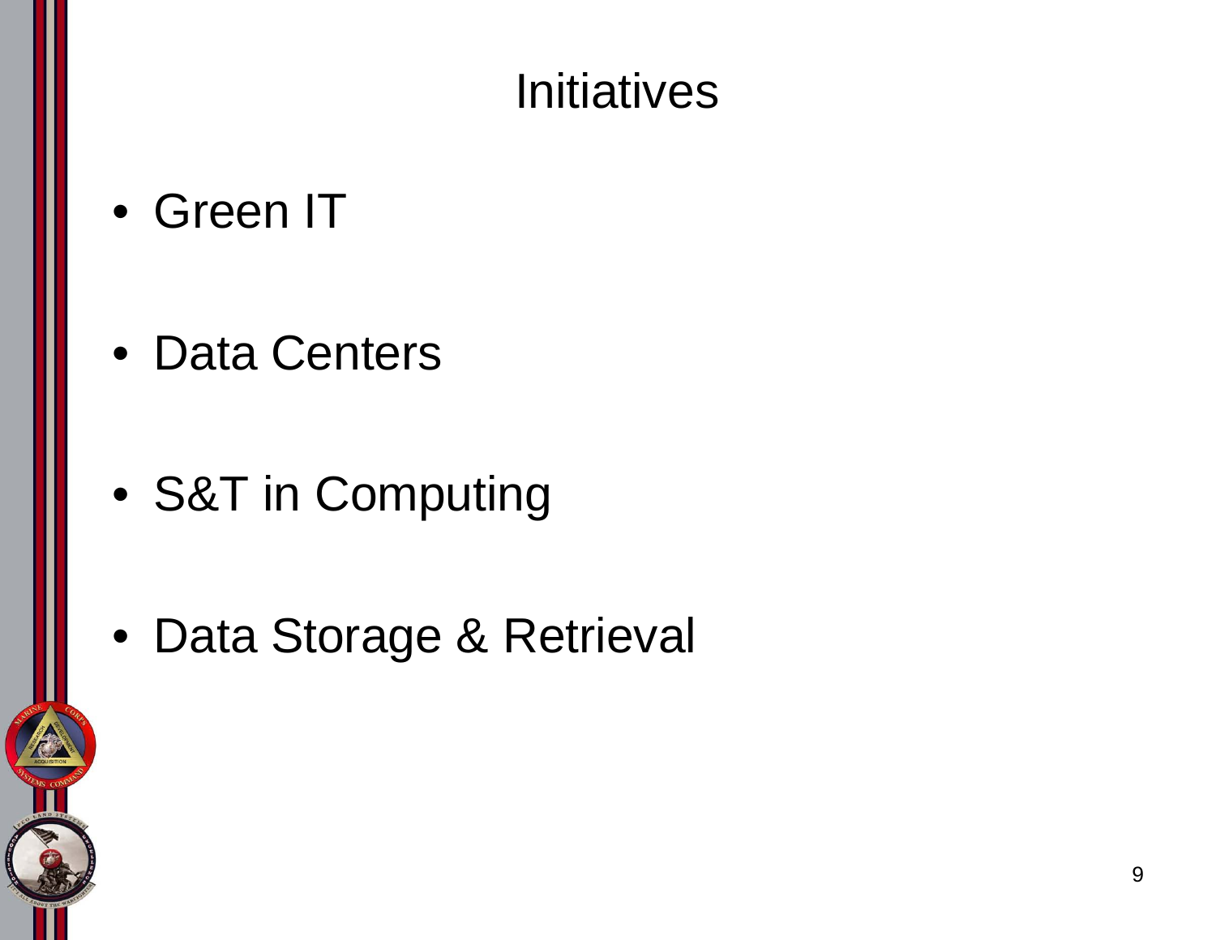# Initiatives

- Green IT
- Data Centers
- S&T in Computing
- Data Storage & Retrieval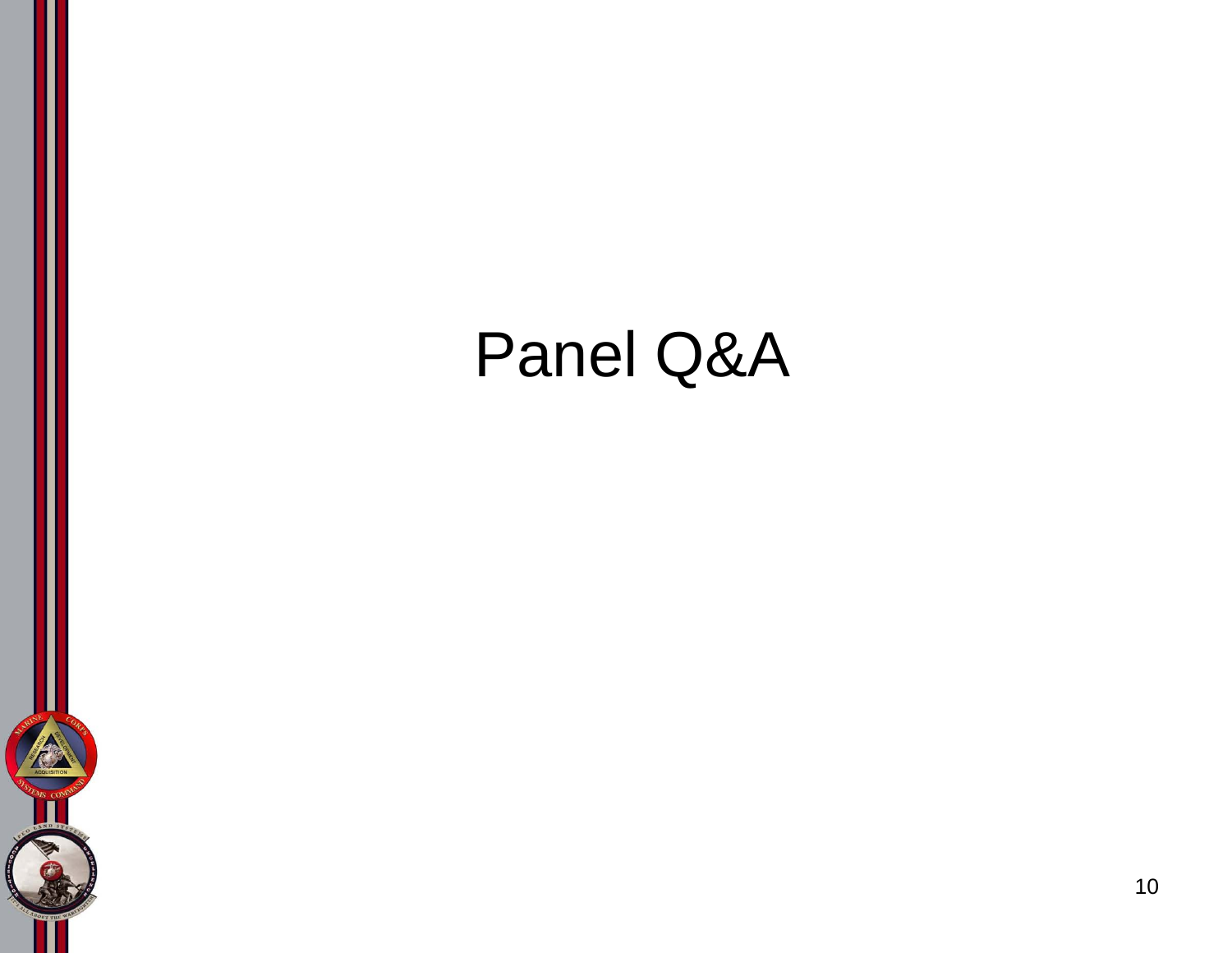# Panel Q&A